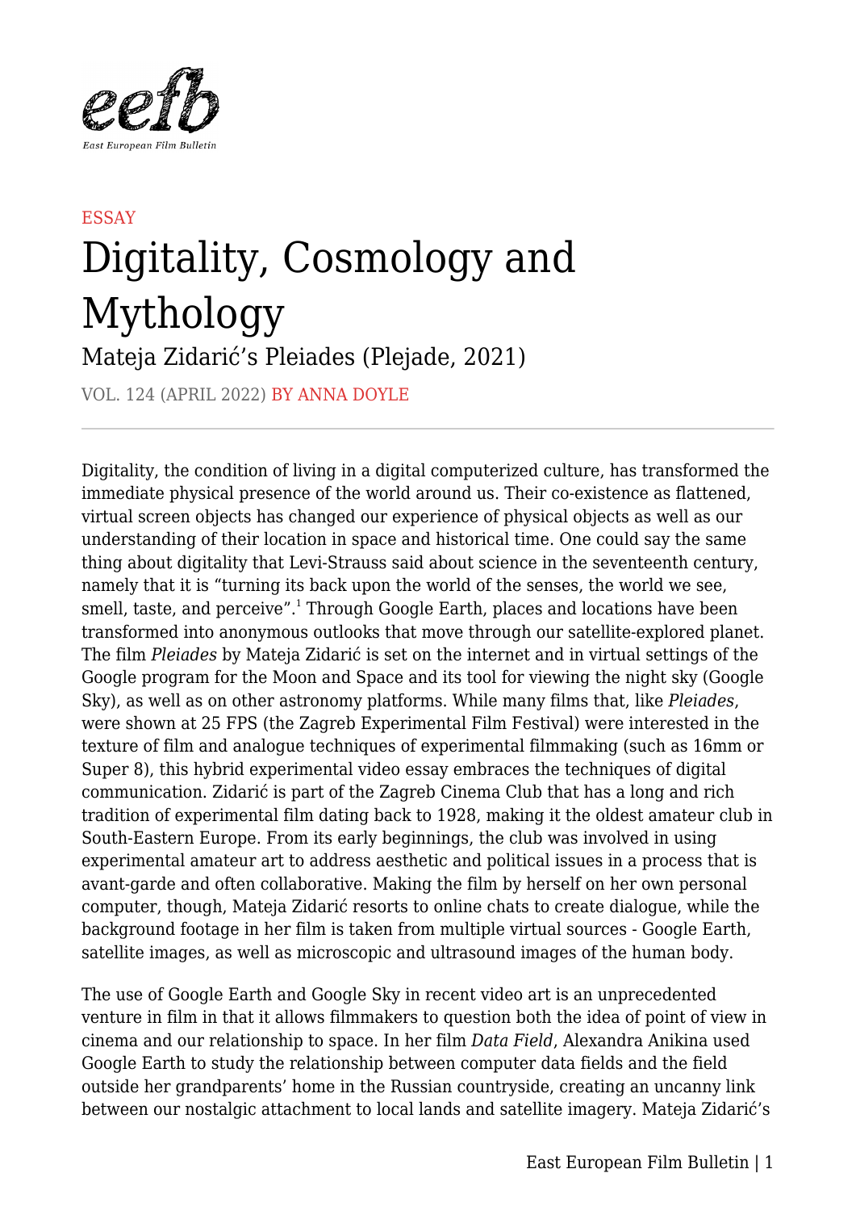ESSAY

# Digitality, Cosmology and Mythology

## Mateja Zidarić's Pleiades (Plejade, 2021)

VOL. 124 (APRIL 2022) BY ANNA DOYLE

---

Digitality, the condition of living in a digital computerized culture, has transformed the immediate physical presence of the world around us. Their co-existence as flattened, virtual screen objects has changed our experience of physical objects as well as our understanding of their location in space and historical time. One could say the same thing about digitality that Levi-Strauss said about science in the seventeenth century, namely that it is "turning its back upon the world of the senses, the world we see, smell, taste, and perceive".[1] Through Google Earth, places and locations have been transformed into anonymous outlooks that move through our satellite-explored planet. The film *Pleiades* by Mateja Zidarić is set on the internet and in virtual settings of the Google program for the Moon and Space and its tool for viewing the night sky (Google Sky), as well as on other astronomy platforms. While many films that, like *Pleiades*, were shown at 25 FPS (the Zagreb Experimental Film Festival) were interested in the texture of film and analogue techniques of experimental filmmaking (such as 16mm or Super 8), this hybrid experimental video essay embraces the techniques of digital communication. Zidarić is part of the Zagreb Cinema Club that has a long and rich tradition of experimental film dating back to 1928, making it the oldest amateur club in South-Eastern Europe. From its early beginnings, the club was involved in using experimental amateur art to address aesthetic and political issues in a process that is avant-garde and often collaborative. Making the film by herself on her own personal computer, though, Mateja Zidarić resorts to online chats to create dialogue, while the background footage in her film is taken from multiple virtual sources - Google Earth, satellite images, as well as microscopic and ultrasound images of the human body.

The use of Google Earth and Google Sky in recent video art is an unprecedented venture in film in that it allows filmmakers to question both the idea of point of view in cinema and our relationship to space. In her film *Data Field*, Alexandra Anikina used Google Earth to study the relationship between computer data fields and the field outside her grandparents' home in the Russian countryside, creating an uncanny link between our nostalgic attachment to local lands and satellite imagery. Mateja Zidarić's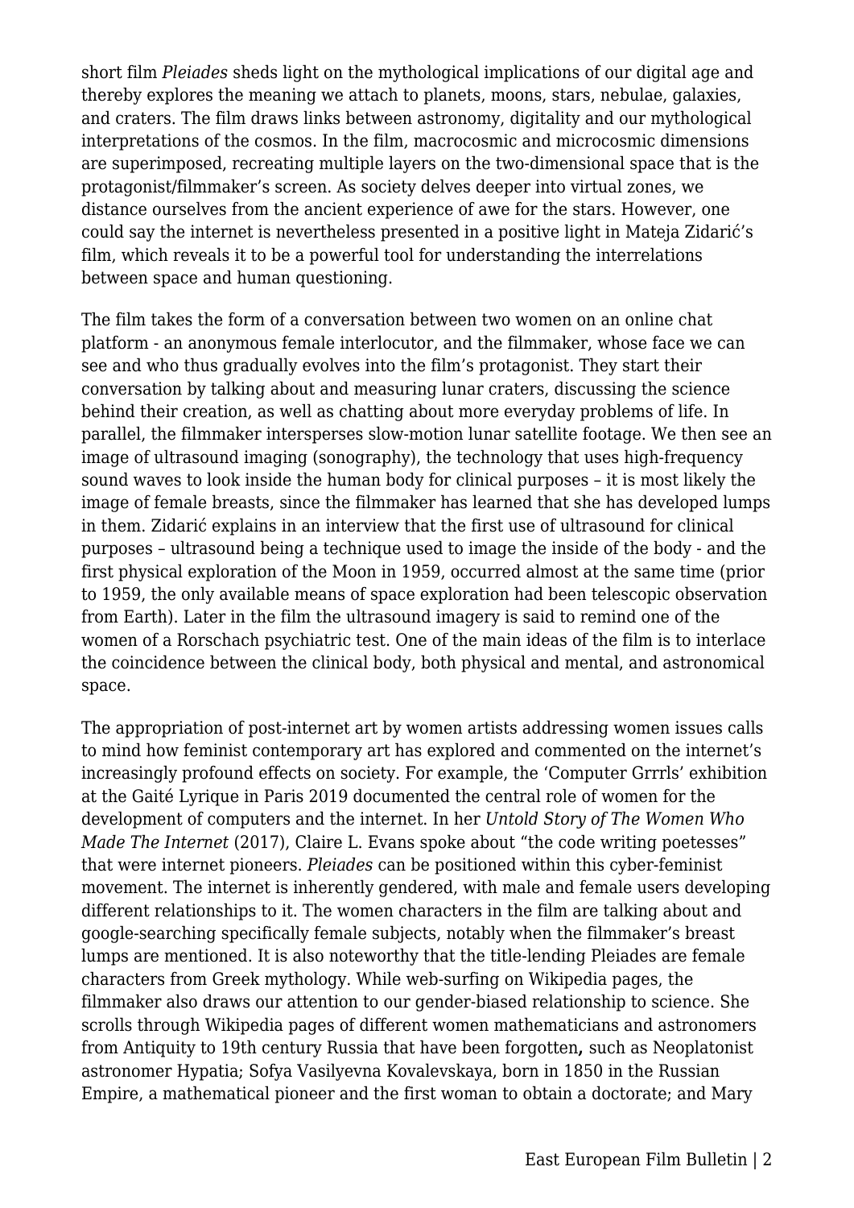short film *Pleiades* sheds light on the mythological implications of our digital age and thereby explores the meaning we attach to planets, moons, stars, nebulae, galaxies, and craters. The film draws links between astronomy, digitality and our mythological interpretations of the cosmos. In the film, macrocosmic and microcosmic dimensions are superimposed, recreating multiple layers on the two-dimensional space that is the protagonist/filmmaker's screen. As society delves deeper into virtual zones, we distance ourselves from the ancient experience of awe for the stars. However, one could say the internet is nevertheless presented in a positive light in Mateja Zidarić's film, which reveals it to be a powerful tool for understanding the interrelations between space and human questioning.

The film takes the form of a conversation between two women on an online chat platform - an anonymous female interlocutor, and the filmmaker, whose face we can see and who thus gradually evolves into the film's protagonist. They start their conversation by talking about and measuring lunar craters, discussing the science behind their creation, as well as chatting about more everyday problems of life. In parallel, the filmmaker intersperses slow-motion lunar satellite footage. We then see an image of ultrasound imaging (sonography), the technology that uses high-frequency sound waves to look inside the human body for clinical purposes – it is most likely the image of female breasts, since the filmmaker has learned that she has developed lumps in them. Zidarić explains in an interview that the first use of ultrasound for clinical purposes – ultrasound being a technique used to image the inside of the body - and the first physical exploration of the Moon in 1959, occurred almost at the same time (prior to 1959, the only available means of space exploration had been telescopic observation from Earth). Later in the film the ultrasound imagery is said to remind one of the women of a Rorschach psychiatric test. One of the main ideas of the film is to interlace the coincidence between the clinical body, both physical and mental, and astronomical space.

The appropriation of post-internet art by women artists addressing women issues calls to mind how feminist contemporary art has explored and commented on the internet's increasingly profound effects on society. For example, the 'Computer Grrrls' exhibition at the Gaité Lyrique in Paris 2019 documented the central role of women for the development of computers and the internet. In her *Untold Story of The Women Who Made The Internet* (2017), Claire L. Evans spoke about "the code writing poetesses" that were internet pioneers. *Pleiades* can be positioned within this cyber-feminist movement. The internet is inherently gendered, with male and female users developing different relationships to it. The women characters in the film are talking about and google-searching specifically female subjects, notably when the filmmaker's breast lumps are mentioned. It is also noteworthy that the title-lending Pleiades are female characters from Greek mythology. While web-surfing on Wikipedia pages, the filmmaker also draws our attention to our gender-biased relationship to science. She scrolls through Wikipedia pages of different women mathematicians and astronomers from Antiquity to 19th century Russia that have been forgotten**,** such as Neoplatonist astronomer Hypatia; Sofya Vasilyevna Kovalevskaya, born in 1850 in the Russian Empire, a mathematical pioneer and the first woman to obtain a doctorate; and Mary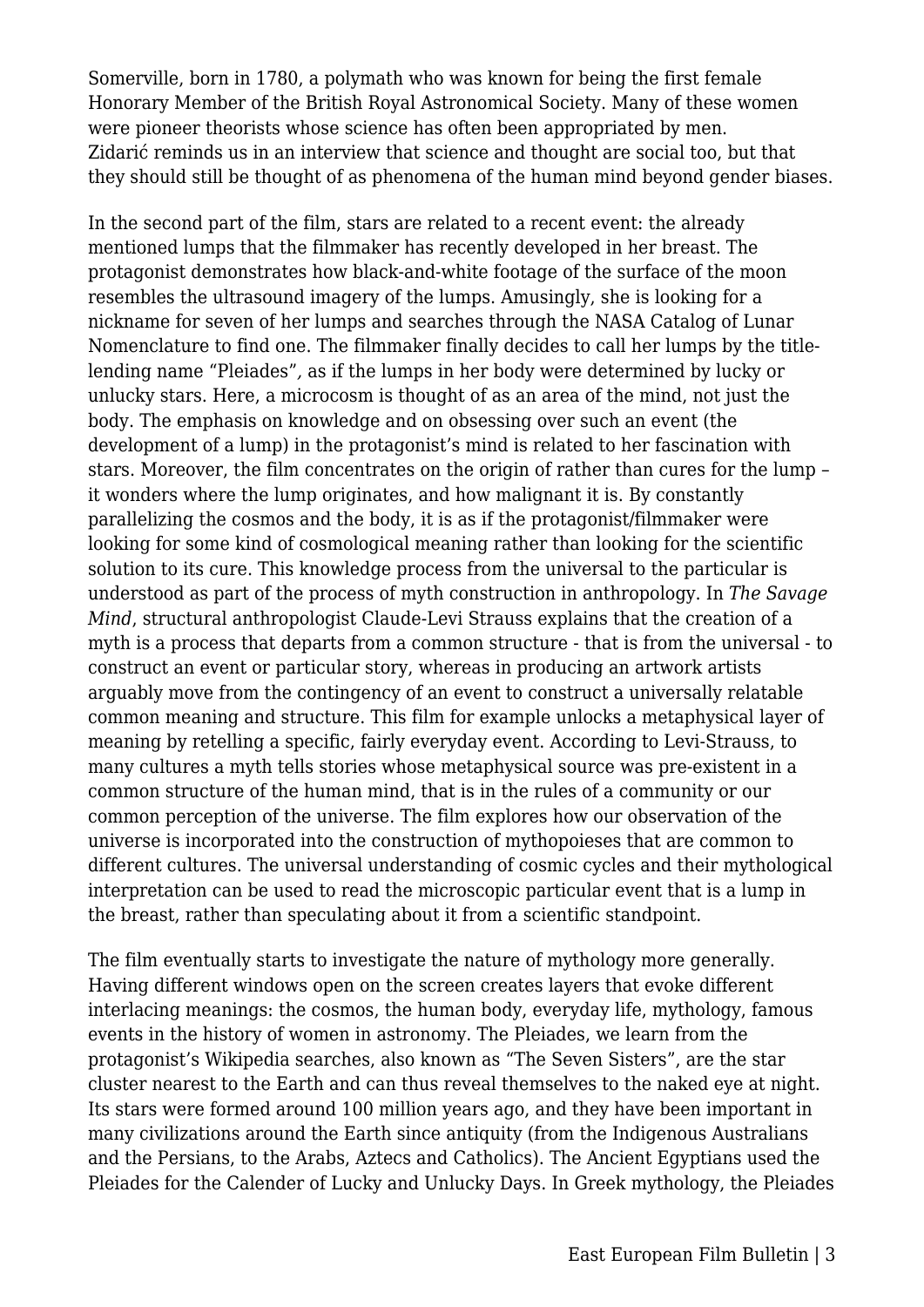Somerville, born in 1780, a polymath who was known for being the first female Honorary Member of the British Royal Astronomical Society. Many of these women were pioneer theorists whose science has often been appropriated by men. Zidarić reminds us in an interview that science and thought are social too, but that they should still be thought of as phenomena of the human mind beyond gender biases.

In the second part of the film, stars are related to a recent event: the already mentioned lumps that the filmmaker has recently developed in her breast. The protagonist demonstrates how black-and-white footage of the surface of the moon resembles the ultrasound imagery of the lumps. Amusingly, she is looking for a nickname for seven of her lumps and searches through the NASA Catalog of Lunar Nomenclature to find one. The filmmaker finally decides to call her lumps by the title-lending name "Pleiades", as if the lumps in her body were determined by lucky or unlucky stars. Here, a microcosm is thought of as an area of the mind, not just the body. The emphasis on knowledge and on obsessing over such an event (the development of a lump) in the protagonist's mind is related to her fascination with stars. Moreover, the film concentrates on the origin of rather than cures for the lump – it wonders where the lump originates, and how malignant it is. By constantly parallelizing the cosmos and the body, it is as if the protagonist/filmmaker were looking for some kind of cosmological meaning rather than looking for the scientific solution to its cure. This knowledge process from the universal to the particular is understood as part of the process of myth construction in anthropology. In *The Savage Mind*, structural anthropologist Claude-Levi Strauss explains that the creation of a myth is a process that departs from a common structure - that is from the universal - to construct an event or particular story, whereas in producing an artwork artists arguably move from the contingency of an event to construct a universally relatable common meaning and structure. This film for example unlocks a metaphysical layer of meaning by retelling a specific, fairly everyday event. According to Levi-Strauss, to many cultures a myth tells stories whose metaphysical source was pre-existent in a common structure of the human mind, that is in the rules of a community or our common perception of the universe. The film explores how our observation of the universe is incorporated into the construction of mythopoieses that are common to different cultures. The universal understanding of cosmic cycles and their mythological interpretation can be used to read the microscopic particular event that is a lump in the breast, rather than speculating about it from a scientific standpoint.

The film eventually starts to investigate the nature of mythology more generally. Having different windows open on the screen creates layers that evoke different interlacing meanings: the cosmos, the human body, everyday life, mythology, famous events in the history of women in astronomy. The Pleiades, we learn from the protagonist's Wikipedia searches, also known as "The Seven Sisters", are the star cluster nearest to the Earth and can thus reveal themselves to the naked eye at night. Its stars were formed around 100 million years ago, and they have been important in many civilizations around the Earth since antiquity (from the Indigenous Australians and the Persians, to the Arabs, Aztecs and Catholics). The Ancient Egyptians used the Pleiades for the Calender of Lucky and Unlucky Days. In Greek mythology, the Pleiades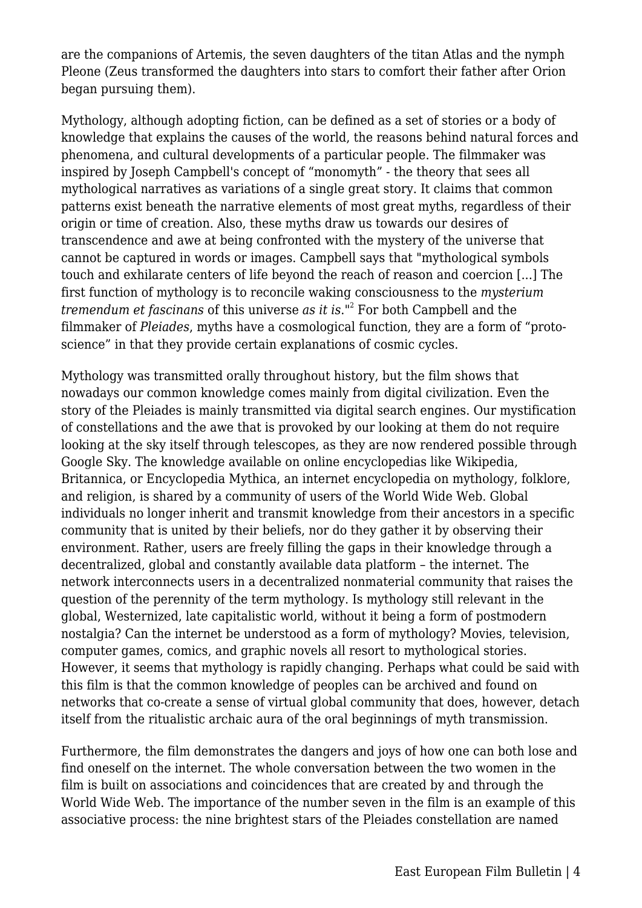are the companions of Artemis, the seven daughters of the titan Atlas and the nymph Pleone (Zeus transformed the daughters into stars to comfort their father after Orion began pursuing them).

Mythology, although adopting fiction, can be defined as a set of stories or a body of knowledge that explains the causes of the world, the reasons behind natural forces and phenomena, and cultural developments of a particular people. The filmmaker was inspired by Joseph Campbell's concept of "monomyth" - the theory that sees all mythological narratives as variations of a single great story. It claims that common patterns exist beneath the narrative elements of most great myths, regardless of their origin or time of creation. Also, these myths draw us towards our desires of transcendence and awe at being confronted with the mystery of the universe that cannot be captured in words or images. Campbell says that "mythological symbols touch and exhilarate centers of life beyond the reach of reason and coercion [...] The first function of mythology is to reconcile waking consciousness to the *mysterium tremendum et fascinans* of this universe *as it is*."[2] For both Campbell and the filmmaker of *Pleiades*, myths have a cosmological function, they are a form of "proto-science" in that they provide certain explanations of cosmic cycles.

Mythology was transmitted orally throughout history, but the film shows that nowadays our common knowledge comes mainly from digital civilization. Even the story of the Pleiades is mainly transmitted via digital search engines. Our mystification of constellations and the awe that is provoked by our looking at them do not require looking at the sky itself through telescopes, as they are now rendered possible through Google Sky. The knowledge available on online encyclopedias like Wikipedia, Britannica, or Encyclopedia Mythica, an internet encyclopedia on mythology, folklore, and religion, is shared by a community of users of the World Wide Web. Global individuals no longer inherit and transmit knowledge from their ancestors in a specific community that is united by their beliefs, nor do they gather it by observing their environment. Rather, users are freely filling the gaps in their knowledge through a decentralized, global and constantly available data platform – the internet. The network interconnects users in a decentralized nonmaterial community that raises the question of the perennity of the term mythology. Is mythology still relevant in the global, Westernized, late capitalistic world, without it being a form of postmodern nostalgia? Can the internet be understood as a form of mythology? Movies, television, computer games, comics, and graphic novels all resort to mythological stories. However, it seems that mythology is rapidly changing. Perhaps what could be said with this film is that the common knowledge of peoples can be archived and found on networks that co-create a sense of virtual global community that does, however, detach itself from the ritualistic archaic aura of the oral beginnings of myth transmission.

Furthermore, the film demonstrates the dangers and joys of how one can both lose and find oneself on the internet. The whole conversation between the two women in the film is built on associations and coincidences that are created by and through the World Wide Web. The importance of the number seven in the film is an example of this associative process: the nine brightest stars of the Pleiades constellation are named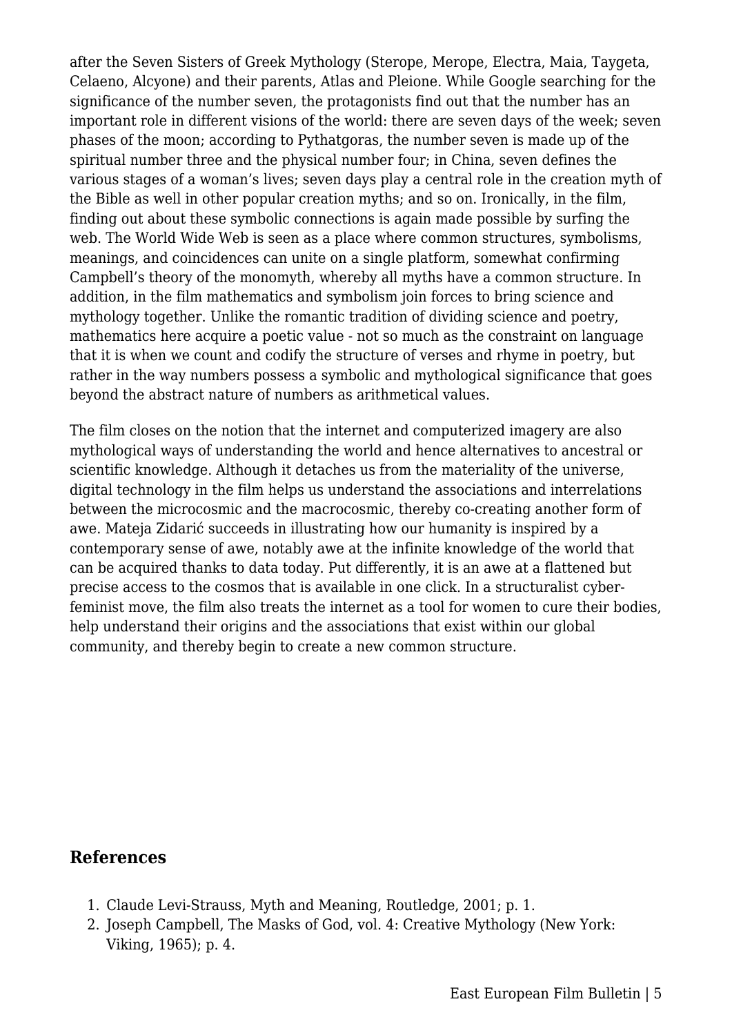after the Seven Sisters of Greek Mythology (Sterope, Merope, Electra, Maia, Taygeta, Celaeno, Alcyone) and their parents, Atlas and Pleione. While Google searching for the significance of the number seven, the protagonists find out that the number has an important role in different visions of the world: there are seven days of the week; seven phases of the moon; according to Pythatgoras, the number seven is made up of the spiritual number three and the physical number four; in China, seven defines the various stages of a woman's lives; seven days play a central role in the creation myth of the Bible as well in other popular creation myths; and so on. Ironically, in the film, finding out about these symbolic connections is again made possible by surfing the web. The World Wide Web is seen as a place where common structures, symbolisms, meanings, and coincidences can unite on a single platform, somewhat confirming Campbell's theory of the monomyth, whereby all myths have a common structure. In addition, in the film mathematics and symbolism join forces to bring science and mythology together. Unlike the romantic tradition of dividing science and poetry, mathematics here acquire a poetic value - not so much as the constraint on language that it is when we count and codify the structure of verses and rhyme in poetry, but rather in the way numbers possess a symbolic and mythological significance that goes beyond the abstract nature of numbers as arithmetical values.

The film closes on the notion that the internet and computerized imagery are also mythological ways of understanding the world and hence alternatives to ancestral or scientific knowledge. Although it detaches us from the materiality of the universe, digital technology in the film helps us understand the associations and interrelations between the microcosmic and the macrocosmic, thereby co-creating another form of awe. Mateja Zidarić succeeds in illustrating how our humanity is inspired by a contemporary sense of awe, notably awe at the infinite knowledge of the world that can be acquired thanks to data today. Put differently, it is an awe at a flattened but precise access to the cosmos that is available in one click. In a structuralist cyber-feminist move, the film also treats the internet as a tool for women to cure their bodies, help understand their origins and the associations that exist within our global community, and thereby begin to create a new common structure.

## References

1. Claude Levi-Strauss, Myth and Meaning, Routledge, 2001; p. 1.
2. Joseph Campbell, The Masks of God, vol. 4: Creative Mythology (New York: Viking, 1965); p. 4.